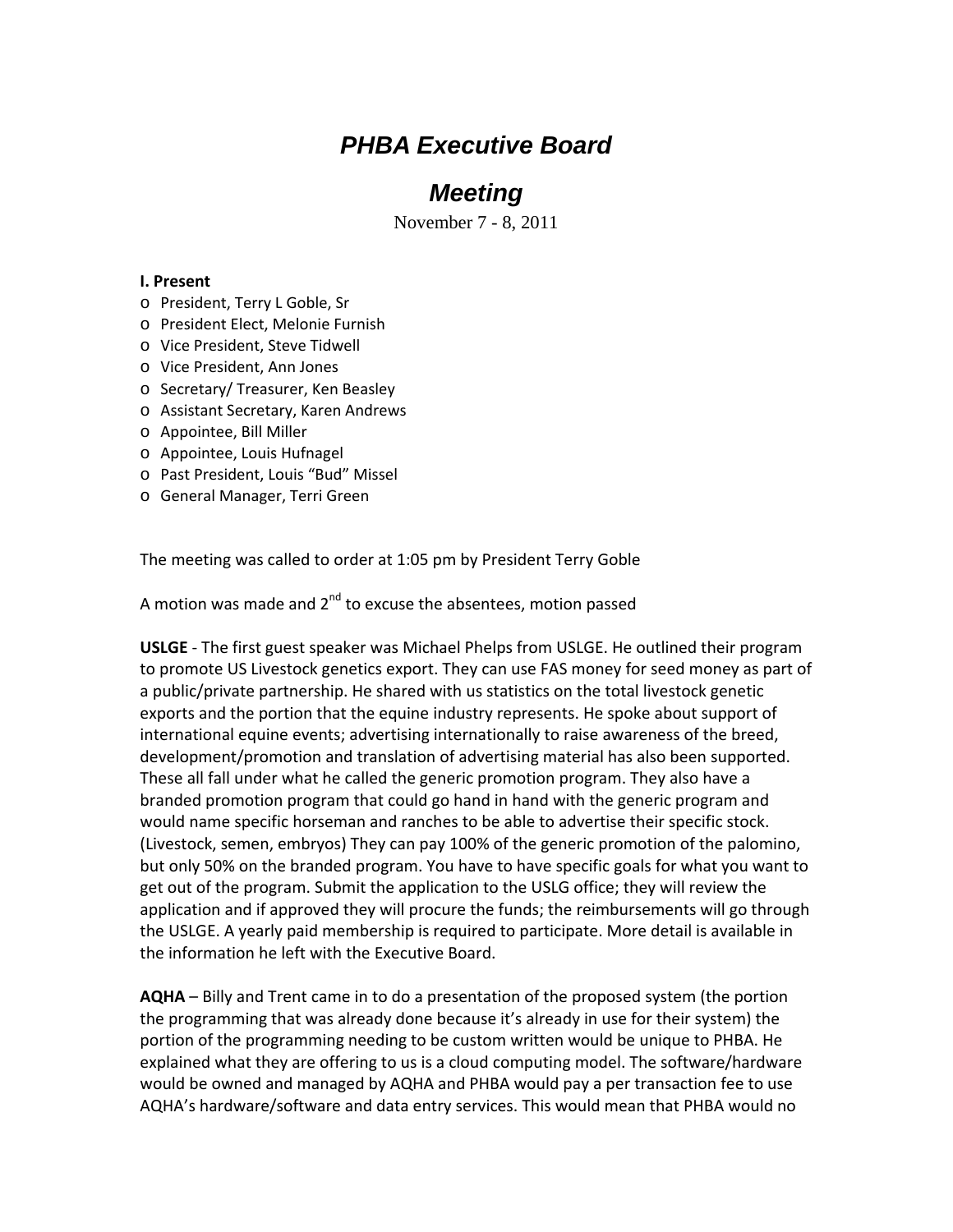# *PHBA Executive Board Meeting*

November 7 - 8, 2011

**I. Present**

- President, Terry L Goble, Sr
- President Elect, Melonie Furnish
- Vice President, Steve Tidwell
- Vice President, Ann Jones
- Secretary/ Treasurer, Ken Beasley
- Assistant Secretary, Karen Andrews
- Appointee, Bill Miller
- Appointee, Louis Hufnagel
- Past President, Louis "Bud" Missel
- General Manager, Terri Green

The meeting was called to order at 1:05 pm by President Terry Goble

A motion was made and 2nd to excuse the absentees, motion passed

**USLGE** - The first guest speaker was Michael Phelps from USLGE. He outlined their program to promote US Livestock genetics export. They can use FAS money for seed money as part of a public/private partnership. He shared with us statistics on the total livestock genetic exports and the portion that the equine industry represents. He spoke about support of international equine events; advertising internationally to raise awareness of the breed, development/promotion and translation of advertising material has also been supported. These all fall under what he called the generic promotion program. They also have a branded promotion program that could go hand in hand with the generic program and would name specific horseman and ranches to be able to advertise their specific stock. (Livestock, semen, embryos) They can pay 100% of the generic promotion of the palomino, but only 50% on the branded program. You have to have specific goals for what you want to get out of the program. Submit the application to the USLG office; they will review the application and if approved they will procure the funds; the reimbursements will go through the USLGE. A yearly paid membership is required to participate. More detail is available in the information he left with the Executive Board.

**AQHA** – Billy and Trent came in to do a presentation of the proposed system (the portion the programming that was already done because it's already in use for their system) the portion of the programming needing to be custom written would be unique to PHBA. He explained what they are offering to us is a cloud computing model. The software/hardware would be owned and managed by AQHA and PHBA would pay a per transaction fee to use AQHA's hardware/software and data entry services. This would mean that PHBA would no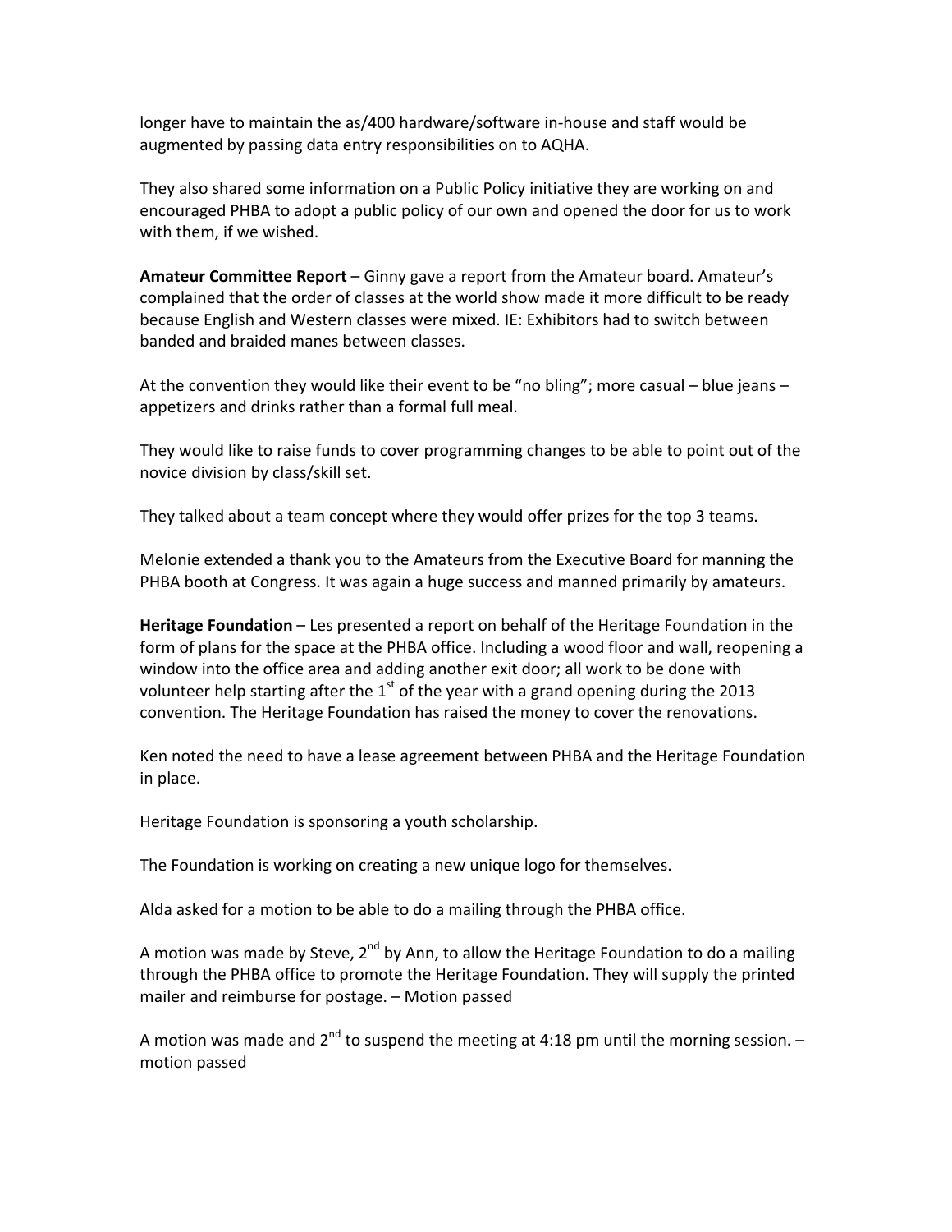longer have to maintain the as/400 hardware/software in-house and staff would be augmented by passing data entry responsibilities on to AQHA.

They also shared some information on a Public Policy initiative they are working on and encouraged PHBA to adopt a public policy of our own and opened the door for us to work with them, if we wished.

**Amateur Committee Report** – Ginny gave a report from the Amateur board. Amateur's complained that the order of classes at the world show made it more difficult to be ready because English and Western classes were mixed. IE: Exhibitors had to switch between banded and braided manes between classes.

At the convention they would like their event to be "no bling"; more casual – blue jeans – appetizers and drinks rather than a formal full meal.

They would like to raise funds to cover programming changes to be able to point out of the novice division by class/skill set.

They talked about a team concept where they would offer prizes for the top 3 teams.

Melonie extended a thank you to the Amateurs from the Executive Board for manning the PHBA booth at Congress. It was again a huge success and manned primarily by amateurs.

**Heritage Foundation** – Les presented a report on behalf of the Heritage Foundation in the form of plans for the space at the PHBA office. Including a wood floor and wall, reopening a window into the office area and adding another exit door; all work to be done with volunteer help starting after the 1st of the year with a grand opening during the 2013 convention. The Heritage Foundation has raised the money to cover the renovations.

Ken noted the need to have a lease agreement between PHBA and the Heritage Foundation in place.

Heritage Foundation is sponsoring a youth scholarship.

The Foundation is working on creating a new unique logo for themselves.

Alda asked for a motion to be able to do a mailing through the PHBA office.

A motion was made by Steve, 2nd by Ann, to allow the Heritage Foundation to do a mailing through the PHBA office to promote the Heritage Foundation. They will supply the printed mailer and reimburse for postage. – Motion passed

A motion was made and 2nd to suspend the meeting at 4:18 pm until the morning session. – motion passed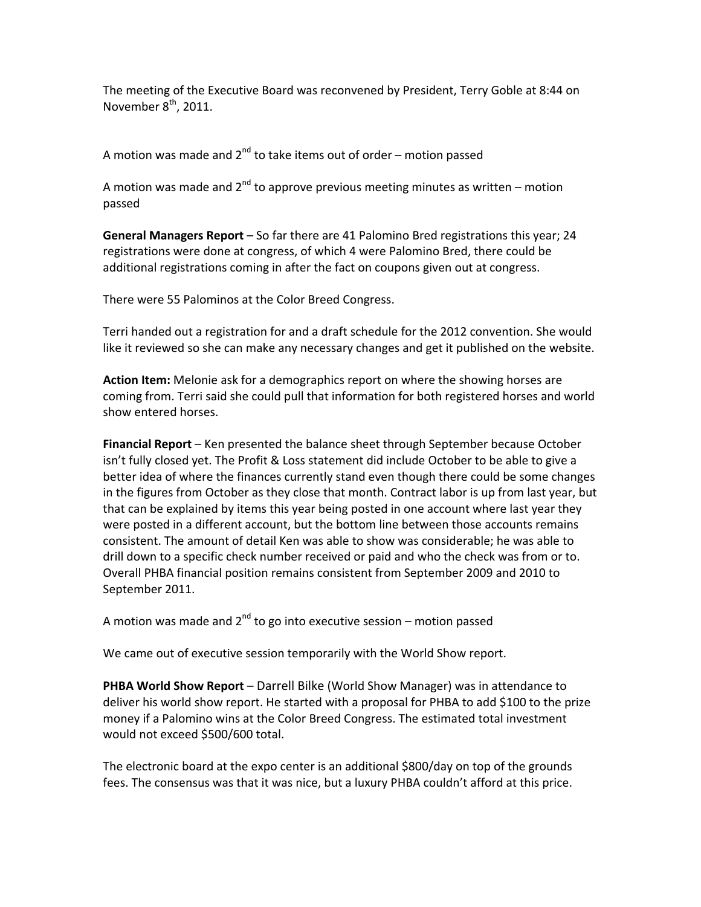The meeting of the Executive Board was reconvened by President, Terry Goble at 8:44 on November 8th, 2011.

A motion was made and 2nd to take items out of order – motion passed

A motion was made and 2nd to approve previous meeting minutes as written – motion passed

**General Managers Report** – So far there are 41 Palomino Bred registrations this year; 24 registrations were done at congress, of which 4 were Palomino Bred, there could be additional registrations coming in after the fact on coupons given out at congress.

There were 55 Palominos at the Color Breed Congress.

Terri handed out a registration for and a draft schedule for the 2012 convention. She would like it reviewed so she can make any necessary changes and get it published on the website.

**Action Item:** Melonie ask for a demographics report on where the showing horses are coming from. Terri said she could pull that information for both registered horses and world show entered horses.

**Financial Report** – Ken presented the balance sheet through September because October isn't fully closed yet. The Profit & Loss statement did include October to be able to give a better idea of where the finances currently stand even though there could be some changes in the figures from October as they close that month. Contract labor is up from last year, but that can be explained by items this year being posted in one account where last year they were posted in a different account, but the bottom line between those accounts remains consistent. The amount of detail Ken was able to show was considerable; he was able to drill down to a specific check number received or paid and who the check was from or to. Overall PHBA financial position remains consistent from September 2009 and 2010 to September 2011.

A motion was made and 2nd to go into executive session – motion passed

We came out of executive session temporarily with the World Show report.

**PHBA World Show Report** – Darrell Bilke (World Show Manager) was in attendance to deliver his world show report. He started with a proposal for PHBA to add $100 to the prize money if a Palomino wins at the Color Breed Congress. The estimated total investment would not exceed $500/600 total.

The electronic board at the expo center is an additional $800/day on top of the grounds fees. The consensus was that it was nice, but a luxury PHBA couldn't afford at this price.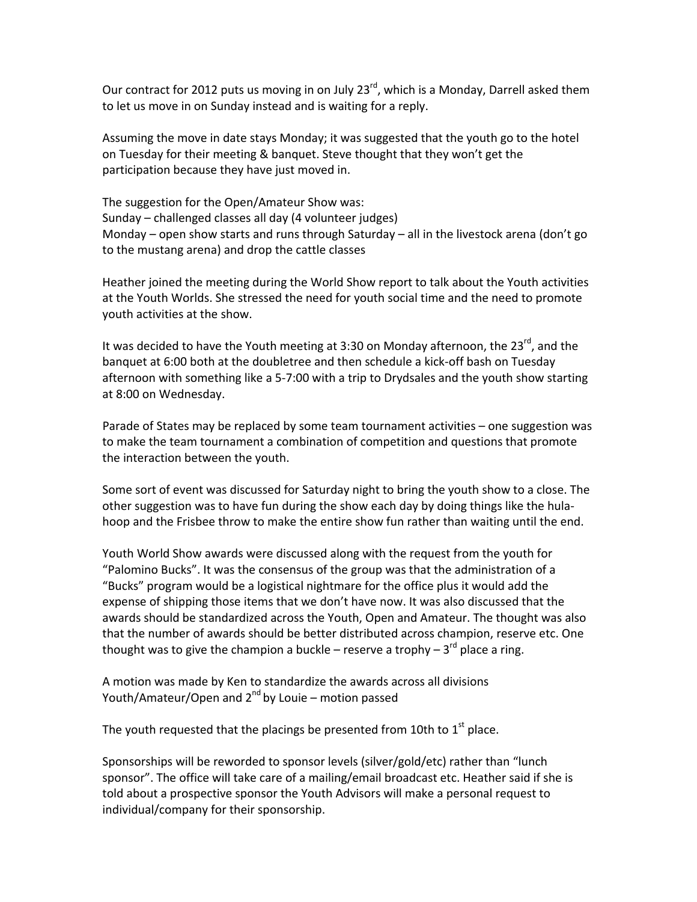Our contract for 2012 puts us moving in on July 23rd, which is a Monday, Darrell asked them to let us move in on Sunday instead and is waiting for a reply.

Assuming the move in date stays Monday; it was suggested that the youth go to the hotel on Tuesday for their meeting & banquet. Steve thought that they won't get the participation because they have just moved in.

The suggestion for the Open/Amateur Show was:
Sunday – challenged classes all day (4 volunteer judges)
Monday – open show starts and runs through Saturday – all in the livestock arena (don't go to the mustang arena) and drop the cattle classes

Heather joined the meeting during the World Show report to talk about the Youth activities at the Youth Worlds. She stressed the need for youth social time and the need to promote youth activities at the show.

It was decided to have the Youth meeting at 3:30 on Monday afternoon, the 23rd, and the banquet at 6:00 both at the doubletree and then schedule a kick-off bash on Tuesday afternoon with something like a 5-7:00 with a trip to Drydsales and the youth show starting at 8:00 on Wednesday.

Parade of States may be replaced by some team tournament activities – one suggestion was to make the team tournament a combination of competition and questions that promote the interaction between the youth.

Some sort of event was discussed for Saturday night to bring the youth show to a close. The other suggestion was to have fun during the show each day by doing things like the hula-hoop and the Frisbee throw to make the entire show fun rather than waiting until the end.

Youth World Show awards were discussed along with the request from the youth for "Palomino Bucks". It was the consensus of the group was that the administration of a "Bucks" program would be a logistical nightmare for the office plus it would add the expense of shipping those items that we don't have now. It was also discussed that the awards should be standardized across the Youth, Open and Amateur. The thought was also that the number of awards should be better distributed across champion, reserve etc. One thought was to give the champion a buckle – reserve a trophy – 3rd place a ring.

A motion was made by Ken to standardize the awards across all divisions Youth/Amateur/Open and 2nd by Louie – motion passed

The youth requested that the placings be presented from 10th to 1st place.

Sponsorships will be reworded to sponsor levels (silver/gold/etc) rather than "lunch sponsor". The office will take care of a mailing/email broadcast etc. Heather said if she is told about a prospective sponsor the Youth Advisors will make a personal request to individual/company for their sponsorship.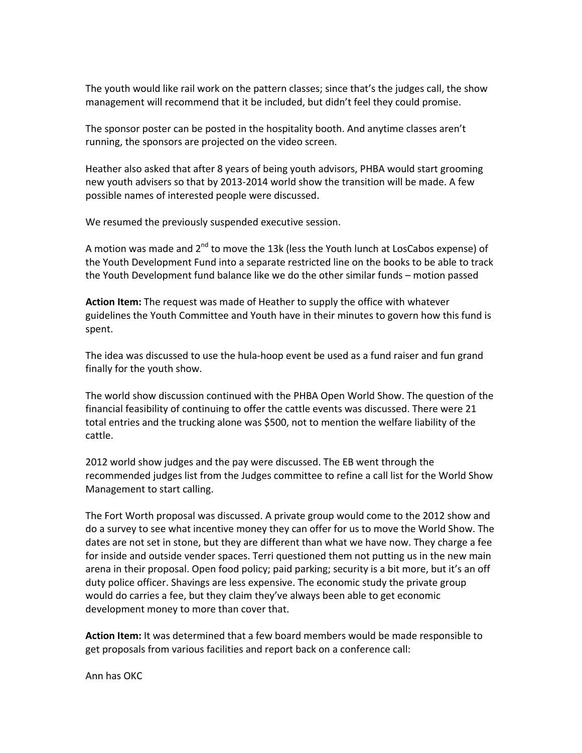The youth would like rail work on the pattern classes; since that's the judges call, the show management will recommend that it be included, but didn't feel they could promise.

The sponsor poster can be posted in the hospitality booth. And anytime classes aren't running, the sponsors are projected on the video screen.

Heather also asked that after 8 years of being youth advisors, PHBA would start grooming new youth advisers so that by 2013-2014 world show the transition will be made. A few possible names of interested people were discussed.

We resumed the previously suspended executive session.

A motion was made and 2nd to move the 13k (less the Youth lunch at LosCabos expense) of the Youth Development Fund into a separate restricted line on the books to be able to track the Youth Development fund balance like we do the other similar funds – motion passed

**Action Item:** The request was made of Heather to supply the office with whatever guidelines the Youth Committee and Youth have in their minutes to govern how this fund is spent.

The idea was discussed to use the hula-hoop event be used as a fund raiser and fun grand finally for the youth show.

The world show discussion continued with the PHBA Open World Show. The question of the financial feasibility of continuing to offer the cattle events was discussed. There were 21 total entries and the trucking alone was $500, not to mention the welfare liability of the cattle.

2012 world show judges and the pay were discussed. The EB went through the recommended judges list from the Judges committee to refine a call list for the World Show Management to start calling.

The Fort Worth proposal was discussed. A private group would come to the 2012 show and do a survey to see what incentive money they can offer for us to move the World Show. The dates are not set in stone, but they are different than what we have now. They charge a fee for inside and outside vender spaces. Terri questioned them not putting us in the new main arena in their proposal. Open food policy; paid parking; security is a bit more, but it's an off duty police officer. Shavings are less expensive. The economic study the private group would do carries a fee, but they claim they've always been able to get economic development money to more than cover that.

**Action Item:** It was determined that a few board members would be made responsible to get proposals from various facilities and report back on a conference call:

Ann has OKC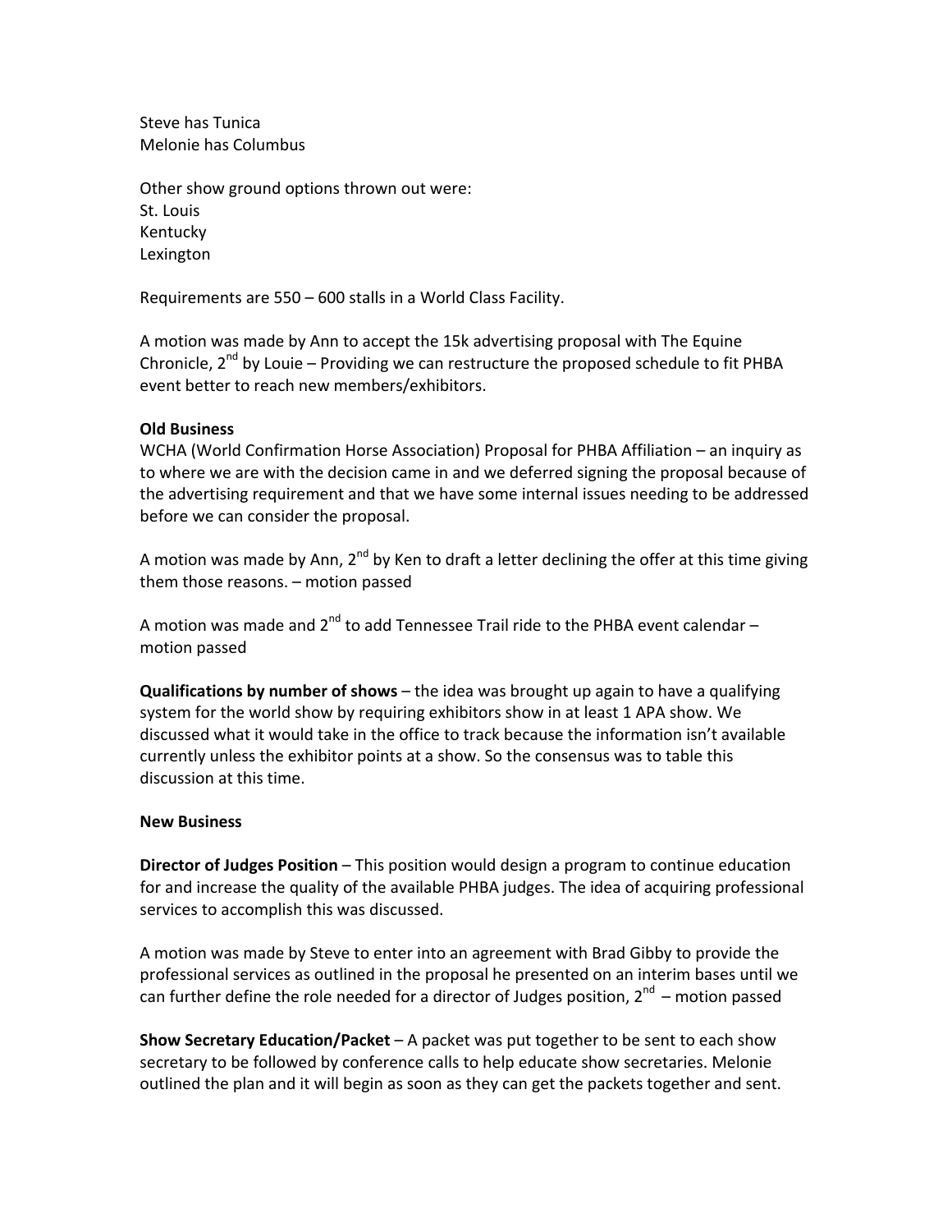Steve has Tunica
Melonie has Columbus

Other show ground options thrown out were:
St. Louis
Kentucky
Lexington

Requirements are 550 – 600 stalls in a World Class Facility.

A motion was made by Ann to accept the 15k advertising proposal with The Equine Chronicle, 2nd by Louie – Providing we can restructure the proposed schedule to fit PHBA event better to reach new members/exhibitors.

**Old Business**
WCHA (World Confirmation Horse Association) Proposal for PHBA Affiliation – an inquiry as to where we are with the decision came in and we deferred signing the proposal because of the advertising requirement and that we have some internal issues needing to be addressed before we can consider the proposal.

A motion was made by Ann, 2nd by Ken to draft a letter declining the offer at this time giving them those reasons. – motion passed

A motion was made and 2nd to add Tennessee Trail ride to the PHBA event calendar – motion passed

**Qualifications by number of shows** – the idea was brought up again to have a qualifying system for the world show by requiring exhibitors show in at least 1 APA show. We discussed what it would take in the office to track because the information isn't available currently unless the exhibitor points at a show. So the consensus was to table this discussion at this time.

**New Business**

**Director of Judges Position** – This position would design a program to continue education for and increase the quality of the available PHBA judges. The idea of acquiring professional services to accomplish this was discussed.

A motion was made by Steve to enter into an agreement with Brad Gibby to provide the professional services as outlined in the proposal he presented on an interim bases until we can further define the role needed for a director of Judges position, 2nd – motion passed

**Show Secretary Education/Packet** – A packet was put together to be sent to each show secretary to be followed by conference calls to help educate show secretaries. Melonie outlined the plan and it will begin as soon as they can get the packets together and sent.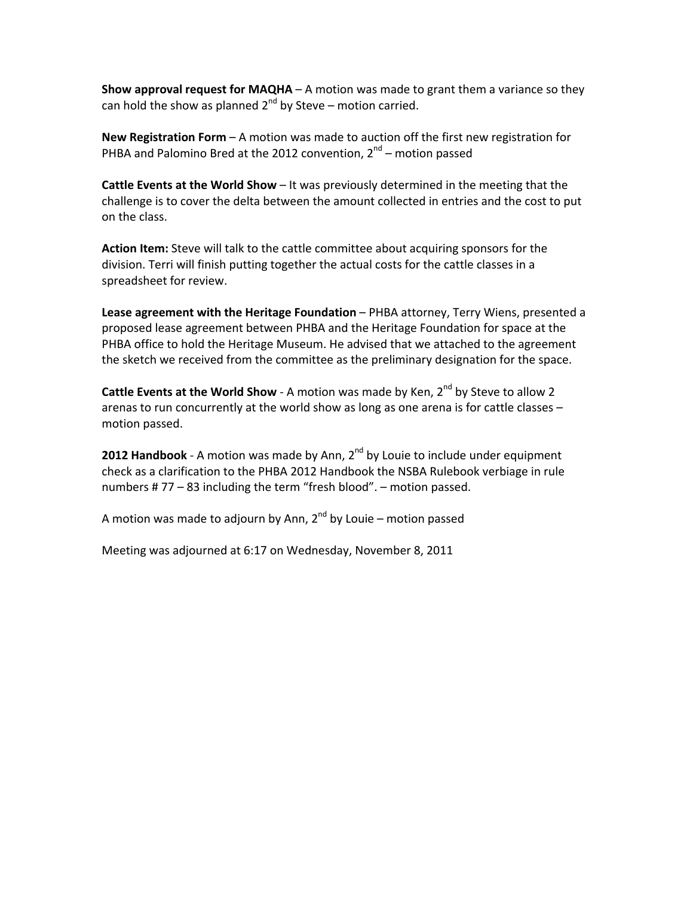**Show approval request for MAQHA** – A motion was made to grant them a variance so they can hold the show as planned 2nd by Steve – motion carried.

**New Registration Form** – A motion was made to auction off the first new registration for PHBA and Palomino Bred at the 2012 convention, 2nd – motion passed

**Cattle Events at the World Show** – It was previously determined in the meeting that the challenge is to cover the delta between the amount collected in entries and the cost to put on the class.

**Action Item:** Steve will talk to the cattle committee about acquiring sponsors for the division. Terri will finish putting together the actual costs for the cattle classes in a spreadsheet for review.

**Lease agreement with the Heritage Foundation** – PHBA attorney, Terry Wiens, presented a proposed lease agreement between PHBA and the Heritage Foundation for space at the PHBA office to hold the Heritage Museum. He advised that we attached to the agreement the sketch we received from the committee as the preliminary designation for the space.

**Cattle Events at the World Show** - A motion was made by Ken, 2nd by Steve to allow 2 arenas to run concurrently at the world show as long as one arena is for cattle classes – motion passed.

**2012 Handbook** - A motion was made by Ann, 2nd by Louie to include under equipment check as a clarification to the PHBA 2012 Handbook the NSBA Rulebook verbiage in rule numbers # 77 – 83 including the term "fresh blood". – motion passed.

A motion was made to adjourn by Ann, 2nd by Louie – motion passed

Meeting was adjourned at 6:17 on Wednesday, November 8, 2011